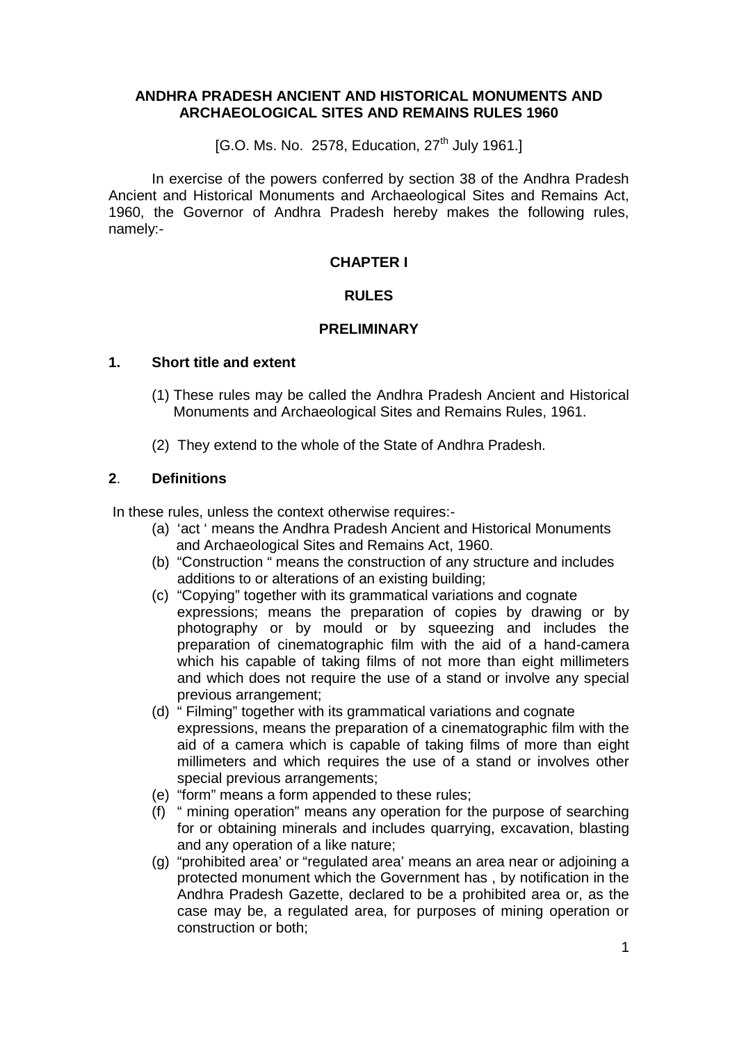# ANDHRA PRADESH ANCIENT AND HISTORICAL MONUMENTS AND ARCHAEOLOGICAL SITES AND REMAINS RULES 1960

[G.O. Ms. No. 2578, Education, 27th July 1961.]

In exercise of the powers conferred by section 38 of the Andhra Pradesh Ancient and Historical Monuments and Archaeological Sites and Remains Act, 1960, the Governor of Andhra Pradesh hereby makes the following rules, namely:-

## CHAPTER I

## RULES

## PRELIMINARY

### 1. Short title and extent

(1) These rules may be called the Andhra Pradesh Ancient and Historical Monuments and Archaeological Sites and Remains Rules, 1961.

(2) They extend to the whole of the State of Andhra Pradesh.

### 2. Definitions

In these rules, unless the context otherwise requires:-

(a) 'act ' means the Andhra Pradesh Ancient and Historical Monuments and Archaeological Sites and Remains Act, 1960.

(b) "Construction " means the construction of any structure and includes additions to or alterations of an existing building;

(c) "Copying" together with its grammatical variations and cognate expressions; means the preparation of copies by drawing or by photography or by mould or by squeezing and includes the preparation of cinematographic film with the aid of a hand-camera which his capable of taking films of not more than eight millimeters and which does not require the use of a stand or involve any special previous arrangement;

(d) " Filming" together with its grammatical variations and cognate expressions, means the preparation of a cinematographic film with the aid of a camera which is capable of taking films of more than eight millimeters and which requires the use of a stand or involves other special previous arrangements;

(e) "form" means a form appended to these rules;

(f) " mining operation" means any operation for the purpose of searching for or obtaining minerals and includes quarrying, excavation, blasting and any operation of a like nature;

(g) "prohibited area' or "regulated area' means an area near or adjoining a protected monument which the Government has , by notification in the Andhra Pradesh Gazette, declared to be a prohibited area or, as the case may be, a regulated area, for purposes of mining operation or construction or both;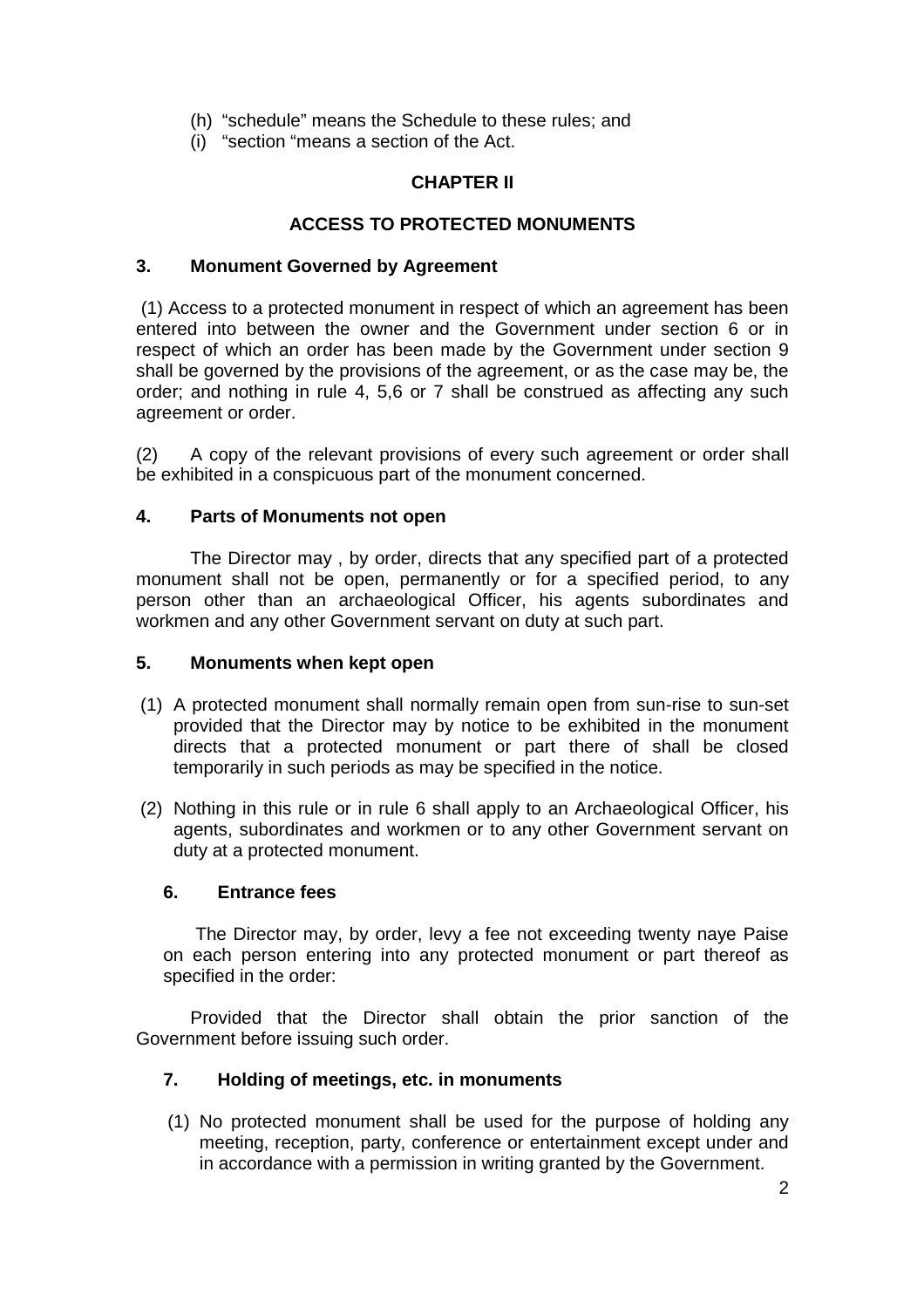(h) “schedule” means the Schedule to these rules; and

(i) “section “means a section of the Act.

## CHAPTER II

## ACCESS TO PROTECTED MONUMENTS

### 3. Monument Governed by Agreement

(1) Access to a protected monument in respect of which an agreement has been entered into between the owner and the Government under section 6 or in respect of which an order has been made by the Government under section 9 shall be governed by the provisions of the agreement, or as the case may be, the order; and nothing in rule 4, 5,6 or 7 shall be construed as affecting any such agreement or order.

(2) A copy of the relevant provisions of every such agreement or order shall be exhibited in a conspicuous part of the monument concerned.

### 4. Parts of Monuments not open

The Director may , by order, directs that any specified part of a protected monument shall not be open, permanently or for a specified period, to any person other than an archaeological Officer, his agents subordinates and workmen and any other Government servant on duty at such part.

### 5. Monuments when kept open

(1) A protected monument shall normally remain open from sun-rise to sun-set provided that the Director may by notice to be exhibited in the monument directs that a protected monument or part there of shall be closed temporarily in such periods as may be specified in the notice.

(2) Nothing in this rule or in rule 6 shall apply to an Archaeological Officer, his agents, subordinates and workmen or to any other Government servant on duty at a protected monument.

### 6. Entrance fees

The Director may, by order, levy a fee not exceeding twenty naye Paise on each person entering into any protected monument or part thereof as specified in the order:

Provided that the Director shall obtain the prior sanction of the Government before issuing such order.

### 7. Holding of meetings, etc. in monuments

(1) No protected monument shall be used for the purpose of holding any meeting, reception, party, conference or entertainment except under and in accordance with a permission in writing granted by the Government.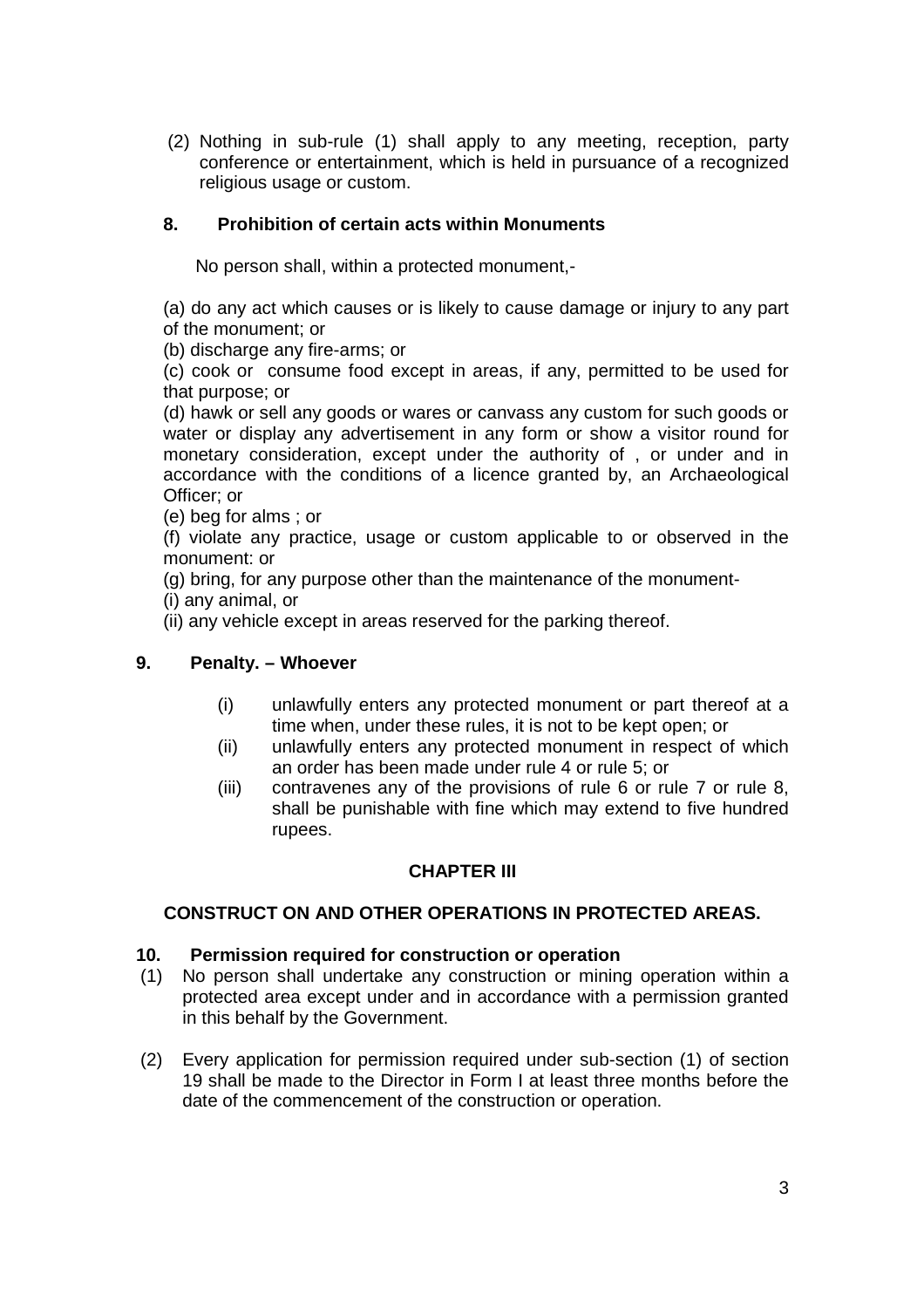(2) Nothing in sub-rule (1) shall apply to any meeting, reception, party conference or entertainment, which is held in pursuance of a recognized religious usage or custom.

**8. Prohibition of certain acts within Monuments**

No person shall, within a protected monument,-

(a) do any act which causes or is likely to cause damage or injury to any part of the monument; or
(b) discharge any fire-arms; or
(c) cook or consume food except in areas, if any, permitted to be used for that purpose; or
(d) hawk or sell any goods or wares or canvass any custom for such goods or water or display any advertisement in any form or show a visitor round for monetary consideration, except under the authority of , or under and in accordance with the conditions of a licence granted by, an Archaeological Officer; or
(e) beg for alms ; or
(f) violate any practice, usage or custom applicable to or observed in the monument: or
(g) bring, for any purpose other than the maintenance of the monument-
(i) any animal, or
(ii) any vehicle except in areas reserved for the parking thereof.

**9. Penalty. – Whoever**

(i) unlawfully enters any protected monument or part thereof at a time when, under these rules, it is not to be kept open; or
(ii) unlawfully enters any protected monument in respect of which an order has been made under rule 4 or rule 5; or
(iii) contravenes any of the provisions of rule 6 or rule 7 or rule 8, shall be punishable with fine which may extend to five hundred rupees.

## CHAPTER III

## CONSTRUCT ON AND OTHER OPERATIONS IN PROTECTED AREAS.

**10. Permission required for construction or operation**

(1) No person shall undertake any construction or mining operation within a protected area except under and in accordance with a permission granted in this behalf by the Government.

(2) Every application for permission required under sub-section (1) of section 19 shall be made to the Director in Form I at least three months before the date of the commencement of the construction or operation.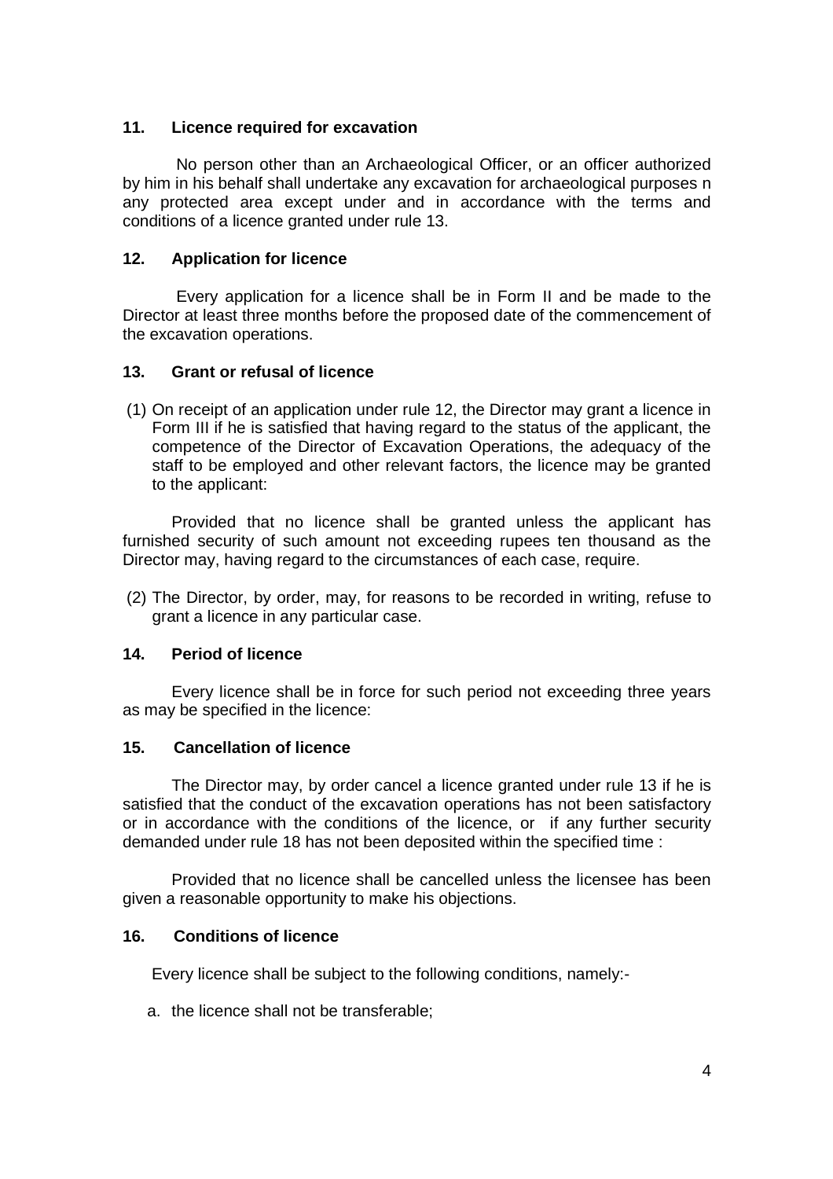### 11. Licence required for excavation

No person other than an Archaeological Officer, or an officer authorized by him in his behalf shall undertake any excavation for archaeological purposes n any protected area except under and in accordance with the terms and conditions of a licence granted under rule 13.

### 12. Application for licence

Every application for a licence shall be in Form II and be made to the Director at least three months before the proposed date of the commencement of the excavation operations.

### 13. Grant or refusal of licence

(1) On receipt of an application under rule 12, the Director may grant a licence in Form III if he is satisfied that having regard to the status of the applicant, the competence of the Director of Excavation Operations, the adequacy of the staff to be employed and other relevant factors, the licence may be granted to the applicant:

Provided that no licence shall be granted unless the applicant has furnished security of such amount not exceeding rupees ten thousand as the Director may, having regard to the circumstances of each case, require.

(2) The Director, by order, may, for reasons to be recorded in writing, refuse to grant a licence in any particular case.

### 14. Period of licence

Every licence shall be in force for such period not exceeding three years as may be specified in the licence:

### 15. Cancellation of licence

The Director may, by order cancel a licence granted under rule 13 if he is satisfied that the conduct of the excavation operations has not been satisfactory or in accordance with the conditions of the licence, or if any further security demanded under rule 18 has not been deposited within the specified time :

Provided that no licence shall be cancelled unless the licensee has been given a reasonable opportunity to make his objections.

### 16. Conditions of licence

Every licence shall be subject to the following conditions, namely:-

a. the licence shall not be transferable;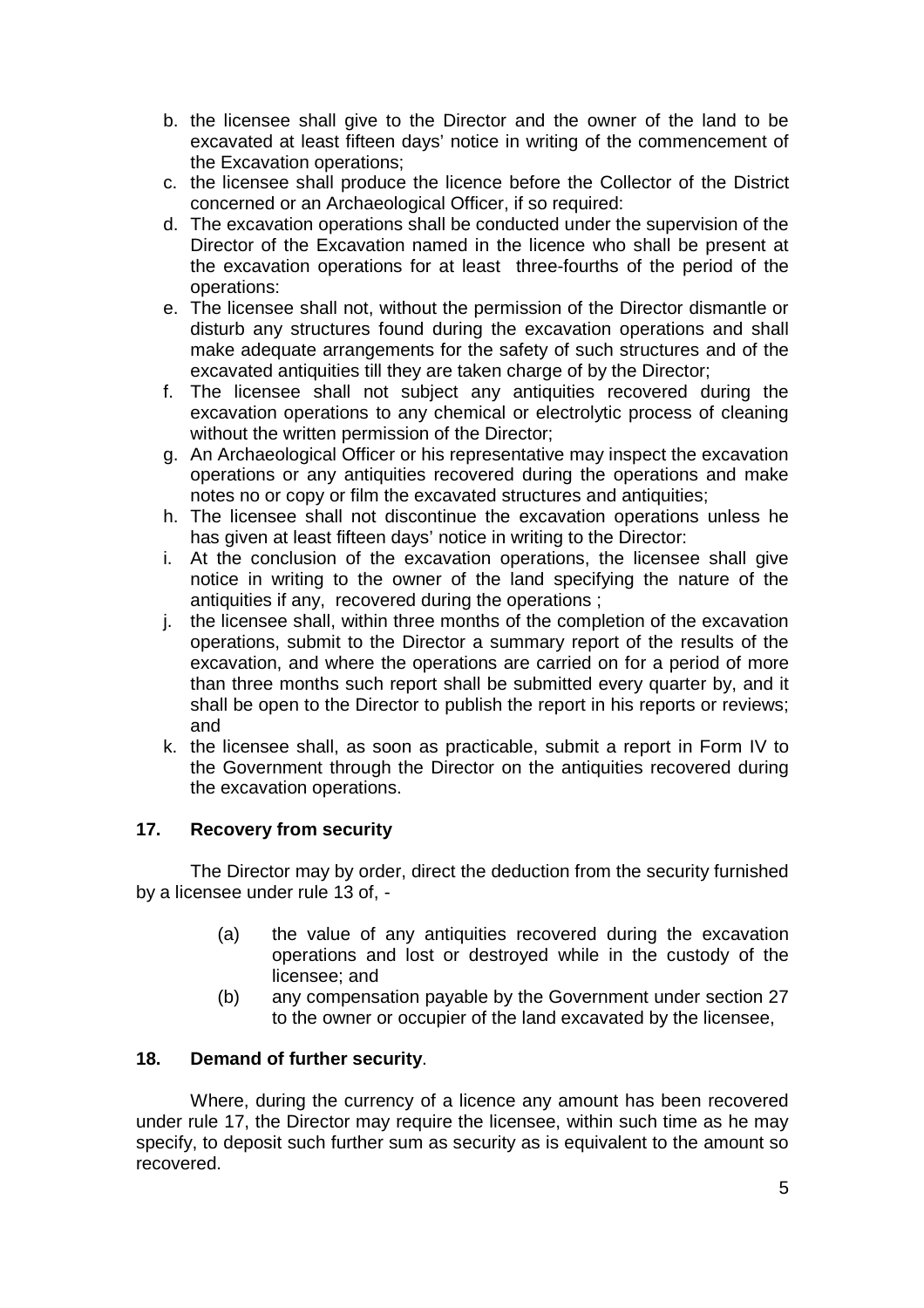b. the licensee shall give to the Director and the owner of the land to be excavated at least fifteen days' notice in writing of the commencement of the Excavation operations;
c. the licensee shall produce the licence before the Collector of the District concerned or an Archaeological Officer, if so required:
d. The excavation operations shall be conducted under the supervision of the Director of the Excavation named in the licence who shall be present at the excavation operations for at least three-fourths of the period of the operations:
e. The licensee shall not, without the permission of the Director dismantle or disturb any structures found during the excavation operations and shall make adequate arrangements for the safety of such structures and of the excavated antiquities till they are taken charge of by the Director;
f. The licensee shall not subject any antiquities recovered during the excavation operations to any chemical or electrolytic process of cleaning without the written permission of the Director;
g. An Archaeological Officer or his representative may inspect the excavation operations or any antiquities recovered during the operations and make notes no or copy or film the excavated structures and antiquities;
h. The licensee shall not discontinue the excavation operations unless he has given at least fifteen days' notice in writing to the Director:
i. At the conclusion of the excavation operations, the licensee shall give notice in writing to the owner of the land specifying the nature of the antiquities if any, recovered during the operations ;
j. the licensee shall, within three months of the completion of the excavation operations, submit to the Director a summary report of the results of the excavation, and where the operations are carried on for a period of more than three months such report shall be submitted every quarter by, and it shall be open to the Director to publish the report in his reports or reviews; and
k. the licensee shall, as soon as practicable, submit a report in Form IV to the Government through the Director on the antiquities recovered during the excavation operations.

**17. Recovery from security**

The Director may by order, direct the deduction from the security furnished by a licensee under rule 13 of, -

(a) the value of any antiquities recovered during the excavation operations and lost or destroyed while in the custody of the licensee; and

(b) any compensation payable by the Government under section 27 to the owner or occupier of the land excavated by the licensee,

**18. Demand of further security**.

Where, during the currency of a licence any amount has been recovered under rule 17, the Director may require the licensee, within such time as he may specify, to deposit such further sum as security as is equivalent to the amount so recovered.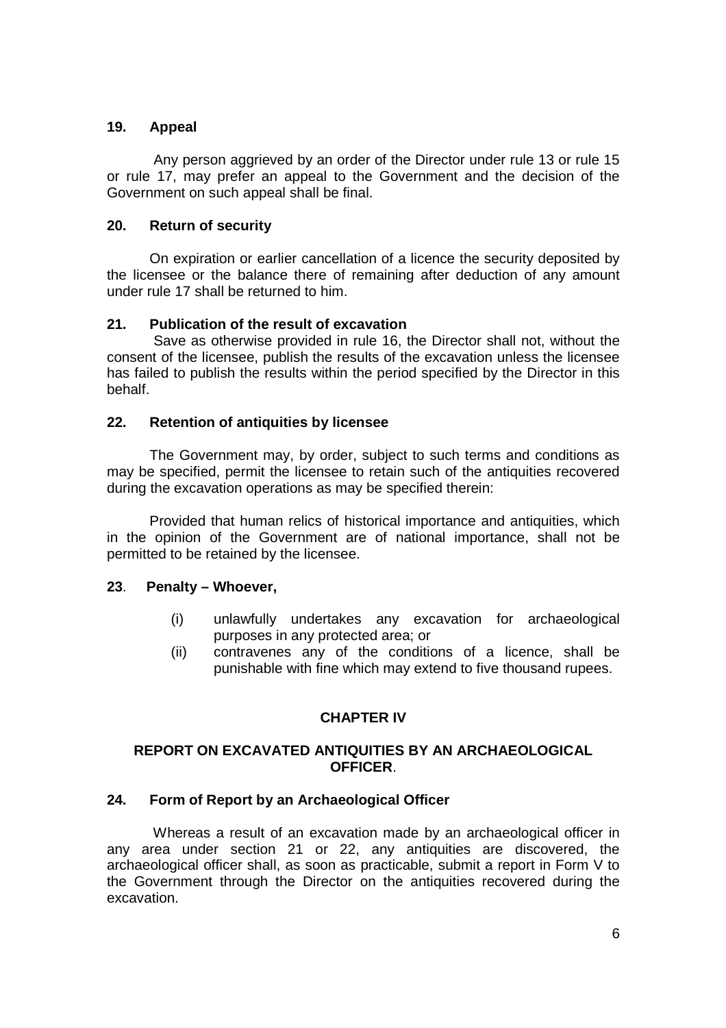**19. Appeal**

Any person aggrieved by an order of the Director under rule 13 or rule 15 or rule 17, may prefer an appeal to the Government and the decision of the Government on such appeal shall be final.

**20. Return of security**

On expiration or earlier cancellation of a licence the security deposited by the licensee or the balance there of remaining after deduction of any amount under rule 17 shall be returned to him.

**21. Publication of the result of excavation**

Save as otherwise provided in rule 16, the Director shall not, without the consent of the licensee, publish the results of the excavation unless the licensee has failed to publish the results within the period specified by the Director in this behalf.

**22. Retention of antiquities by licensee**

The Government may, by order, subject to such terms and conditions as may be specified, permit the licensee to retain such of the antiquities recovered during the excavation operations as may be specified therein:

Provided that human relics of historical importance and antiquities, which in the opinion of the Government are of national importance, shall not be permitted to be retained by the licensee.

**23**. **Penalty – Whoever,**

(i) unlawfully undertakes any excavation for archaeological purposes in any protected area; or
(ii) contravenes any of the conditions of a licence, shall be punishable with fine which may extend to five thousand rupees.

## CHAPTER IV

## REPORT ON EXCAVATED ANTIQUITIES BY AN ARCHAEOLOGICAL OFFICER.

**24. Form of Report by an Archaeological Officer**

Whereas a result of an excavation made by an archaeological officer in any area under section 21 or 22, any antiquities are discovered, the archaeological officer shall, as soon as practicable, submit a report in Form V to the Government through the Director on the antiquities recovered during the excavation.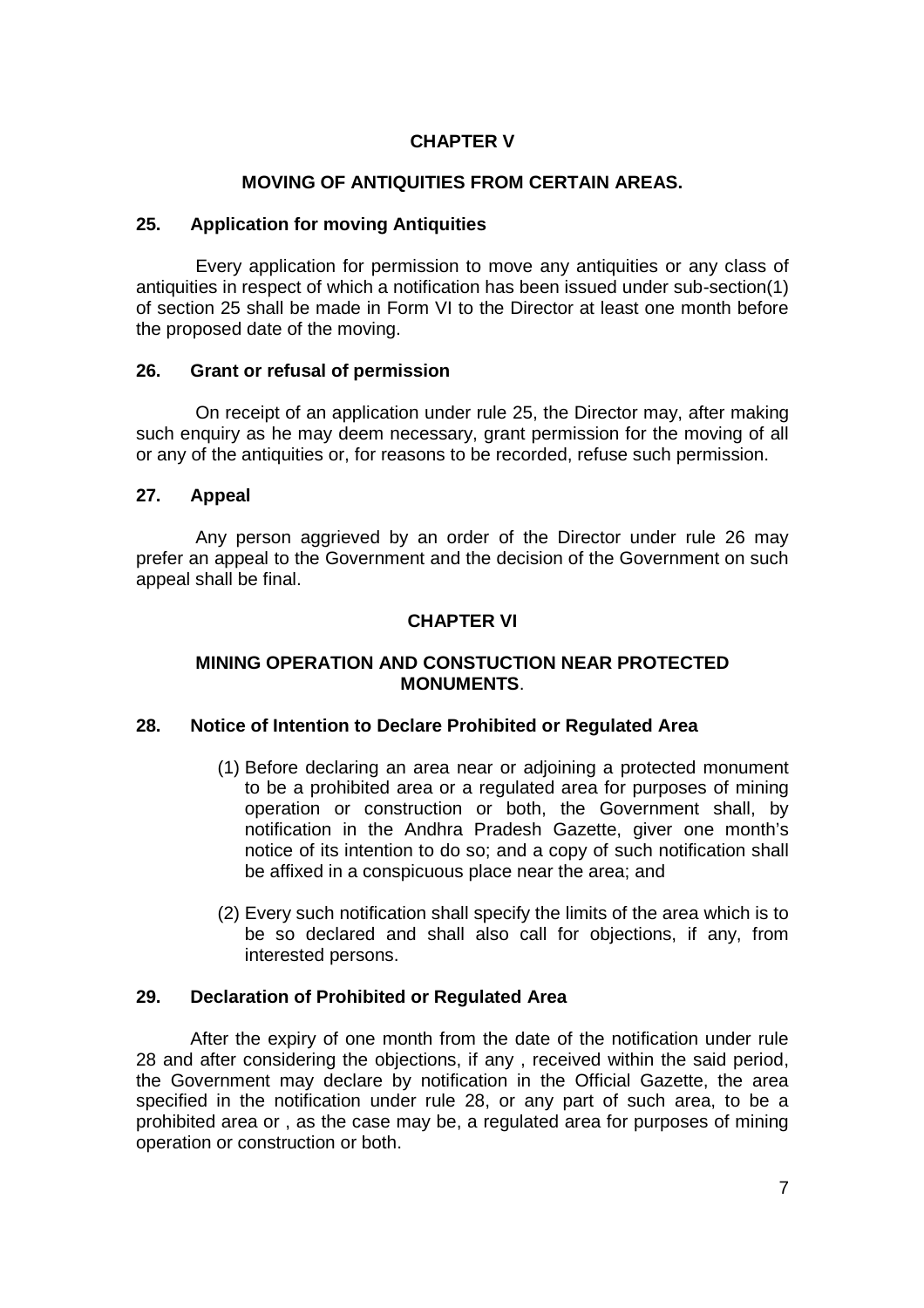## CHAPTER V

## MOVING OF ANTIQUITIES FROM CERTAIN AREAS.

### 25. Application for moving Antiquities

Every application for permission to move any antiquities or any class of antiquities in respect of which a notification has been issued under sub-section(1) of section 25 shall be made in Form VI to the Director at least one month before the proposed date of the moving.

### 26. Grant or refusal of permission

On receipt of an application under rule 25, the Director may, after making such enquiry as he may deem necessary, grant permission for the moving of all or any of the antiquities or, for reasons to be recorded, refuse such permission.

### 27. Appeal

Any person aggrieved by an order of the Director under rule 26 may prefer an appeal to the Government and the decision of the Government on such appeal shall be final.

## CHAPTER VI

## MINING OPERATION AND CONSTUCTION NEAR PROTECTED MONUMENTS.

### 28. Notice of Intention to Declare Prohibited or Regulated Area

(1) Before declaring an area near or adjoining a protected monument to be a prohibited area or a regulated area for purposes of mining operation or construction or both, the Government shall, by notification in the Andhra Pradesh Gazette, giver one month's notice of its intention to do so; and a copy of such notification shall be affixed in a conspicuous place near the area; and

(2) Every such notification shall specify the limits of the area which is to be so declared and shall also call for objections, if any, from interested persons.

### 29. Declaration of Prohibited or Regulated Area

After the expiry of one month from the date of the notification under rule 28 and after considering the objections, if any , received within the said period, the Government may declare by notification in the Official Gazette, the area specified in the notification under rule 28, or any part of such area, to be a prohibited area or , as the case may be, a regulated area for purposes of mining operation or construction or both.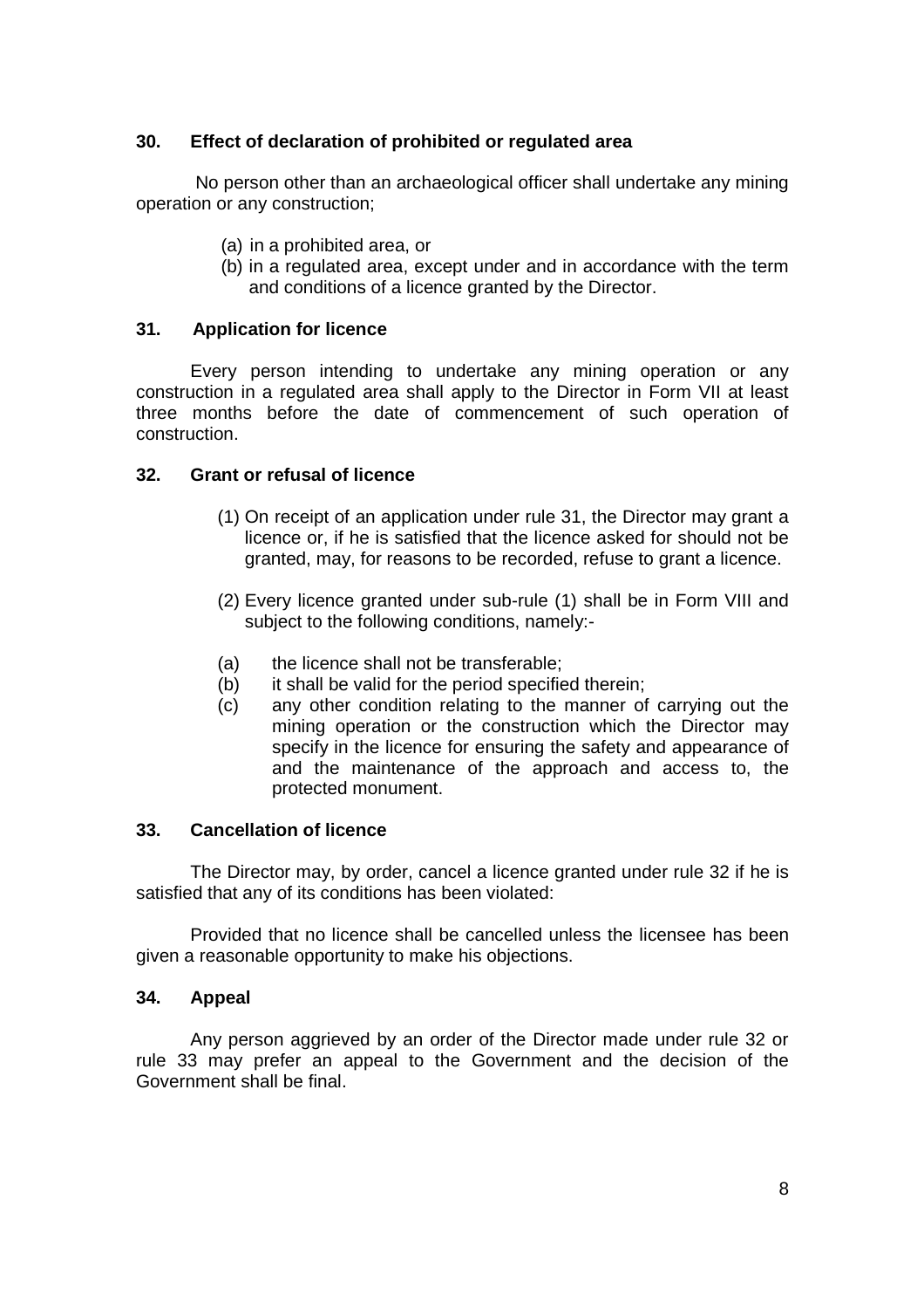## 30. Effect of declaration of prohibited or regulated area

No person other than an archaeological officer shall undertake any mining operation or any construction;

(a) in a prohibited area, or

(b) in a regulated area, except under and in accordance with the term and conditions of a licence granted by the Director.

## 31. Application for licence

Every person intending to undertake any mining operation or any construction in a regulated area shall apply to the Director in Form VII at least three months before the date of commencement of such operation of construction.

## 32. Grant or refusal of licence

(1) On receipt of an application under rule 31, the Director may grant a licence or, if he is satisfied that the licence asked for should not be granted, may, for reasons to be recorded, refuse to grant a licence.

(2) Every licence granted under sub-rule (1) shall be in Form VIII and subject to the following conditions, namely:-

(a) the licence shall not be transferable;

(b) it shall be valid for the period specified therein;

(c) any other condition relating to the manner of carrying out the mining operation or the construction which the Director may specify in the licence for ensuring the safety and appearance of and the maintenance of the approach and access to, the protected monument.

## 33. Cancellation of licence

The Director may, by order, cancel a licence granted under rule 32 if he is satisfied that any of its conditions has been violated:

Provided that no licence shall be cancelled unless the licensee has been given a reasonable opportunity to make his objections.

## 34. Appeal

Any person aggrieved by an order of the Director made under rule 32 or rule 33 may prefer an appeal to the Government and the decision of the Government shall be final.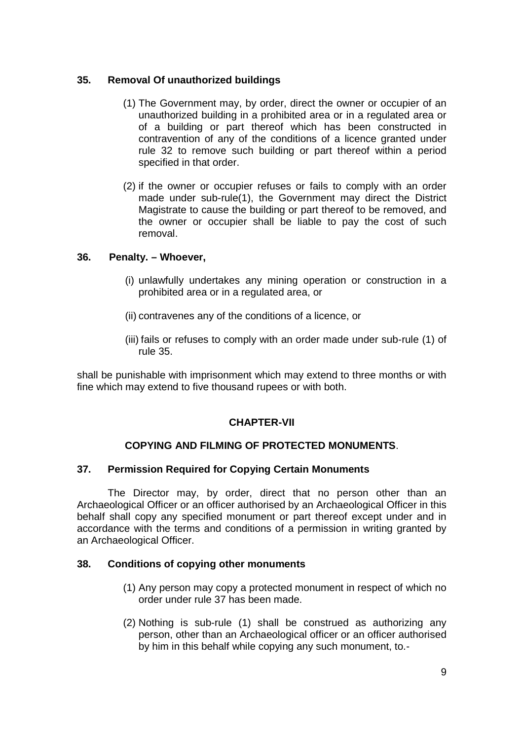**35. Removal Of unauthorized buildings**

(1) The Government may, by order, direct the owner or occupier of an unauthorized building in a prohibited area or in a regulated area or of a building or part thereof which has been constructed in contravention of any of the conditions of a licence granted under rule 32 to remove such building or part thereof within a period specified in that order.

(2) if the owner or occupier refuses or fails to comply with an order made under sub-rule(1), the Government may direct the District Magistrate to cause the building or part thereof to be removed, and the owner or occupier shall be liable to pay the cost of such removal.

**36. Penalty. – Whoever,**

(i) unlawfully undertakes any mining operation or construction in a prohibited area or in a regulated area, or

(ii) contravenes any of the conditions of a licence, or

(iii) fails or refuses to comply with an order made under sub-rule (1) of rule 35.

shall be punishable with imprisonment which may extend to three months or with fine which may extend to five thousand rupees or with both.

## CHAPTER-VII

## COPYING AND FILMING OF PROTECTED MONUMENTS.

**37. Permission Required for Copying Certain Monuments**

The Director may, by order, direct that no person other than an Archaeological Officer or an officer authorised by an Archaeological Officer in this behalf shall copy any specified monument or part thereof except under and in accordance with the terms and conditions of a permission in writing granted by an Archaeological Officer.

**38. Conditions of copying other monuments**

(1) Any person may copy a protected monument in respect of which no order under rule 37 has been made.

(2) Nothing is sub-rule (1) shall be construed as authorizing any person, other than an Archaeological officer or an officer authorised by him in this behalf while copying any such monument, to.-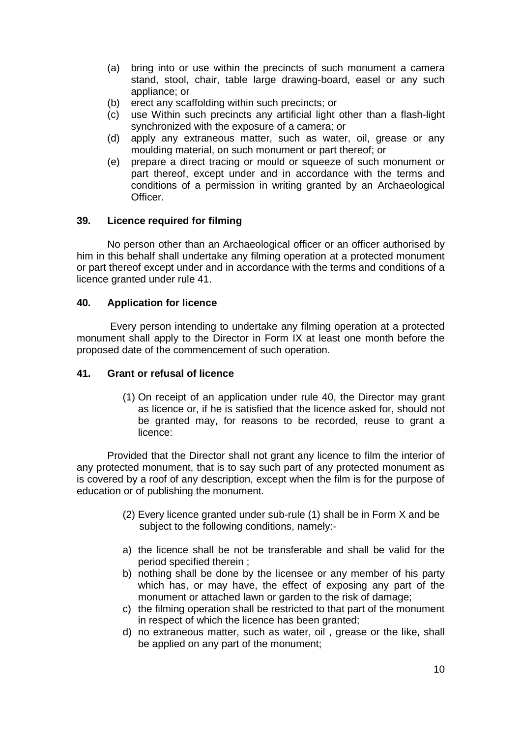(a) bring into or use within the precincts of such monument a camera stand, stool, chair, table large drawing-board, easel or any such appliance; or
(b) erect any scaffolding within such precincts; or
(c) use Within such precincts any artificial light other than a flash-light synchronized with the exposure of a camera; or
(d) apply any extraneous matter, such as water, oil, grease or any moulding material, on such monument or part thereof; or
(e) prepare a direct tracing or mould or squeeze of such monument or part thereof, except under and in accordance with the terms and conditions of a permission in writing granted by an Archaeological Officer.

**39. Licence required for filming**

No person other than an Archaeological officer or an officer authorised by him in this behalf shall undertake any filming operation at a protected monument or part thereof except under and in accordance with the terms and conditions of a licence granted under rule 41.

**40. Application for licence**

Every person intending to undertake any filming operation at a protected monument shall apply to the Director in Form IX at least one month before the proposed date of the commencement of such operation.

**41. Grant or refusal of licence**

(1) On receipt of an application under rule 40, the Director may grant as licence or, if he is satisfied that the licence asked for, should not be granted may, for reasons to be recorded, reuse to grant a licence:

Provided that the Director shall not grant any licence to film the interior of any protected monument, that is to say such part of any protected monument as is covered by a roof of any description, except when the film is for the purpose of education or of publishing the monument.

(2) Every licence granted under sub-rule (1) shall be in Form X and be subject to the following conditions, namely:-

a) the licence shall be not be transferable and shall be valid for the period specified therein ;
b) nothing shall be done by the licensee or any member of his party which has, or may have, the effect of exposing any part of the monument or attached lawn or garden to the risk of damage;
c) the filming operation shall be restricted to that part of the monument in respect of which the licence has been granted;
d) no extraneous matter, such as water, oil , grease or the like, shall be applied on any part of the monument;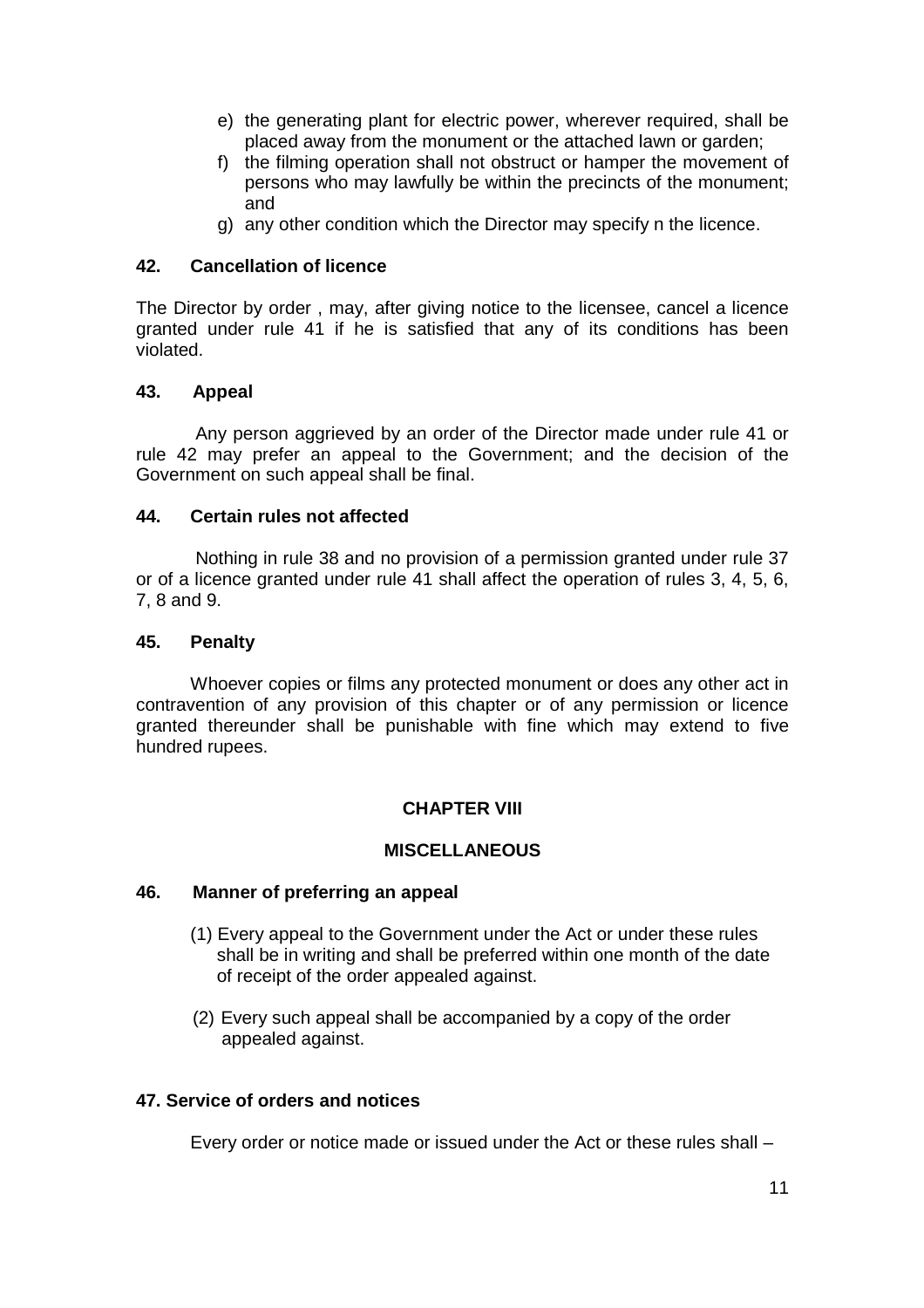e) the generating plant for electric power, wherever required, shall be placed away from the monument or the attached lawn or garden;
f) the filming operation shall not obstruct or hamper the movement of persons who may lawfully be within the precincts of the monument; and
g) any other condition which the Director may specify n the licence.

**42. Cancellation of licence**

The Director by order , may, after giving notice to the licensee, cancel a licence granted under rule 41 if he is satisfied that any of its conditions has been violated.

**43. Appeal**

Any person aggrieved by an order of the Director made under rule 41 or rule 42 may prefer an appeal to the Government; and the decision of the Government on such appeal shall be final.

**44. Certain rules not affected**

Nothing in rule 38 and no provision of a permission granted under rule 37 or of a licence granted under rule 41 shall affect the operation of rules 3, 4, 5, 6, 7, 8 and 9.

**45. Penalty**

Whoever copies or films any protected monument or does any other act in contravention of any provision of this chapter or of any permission or licence granted thereunder shall be punishable with fine which may extend to five hundred rupees.

## CHAPTER VIII

## MISCELLANEOUS

**46. Manner of preferring an appeal**

(1) Every appeal to the Government under the Act or under these rules shall be in writing and shall be preferred within one month of the date of receipt of the order appealed against.

(2) Every such appeal shall be accompanied by a copy of the order appealed against.

**47. Service of orders and notices**

Every order or notice made or issued under the Act or these rules shall –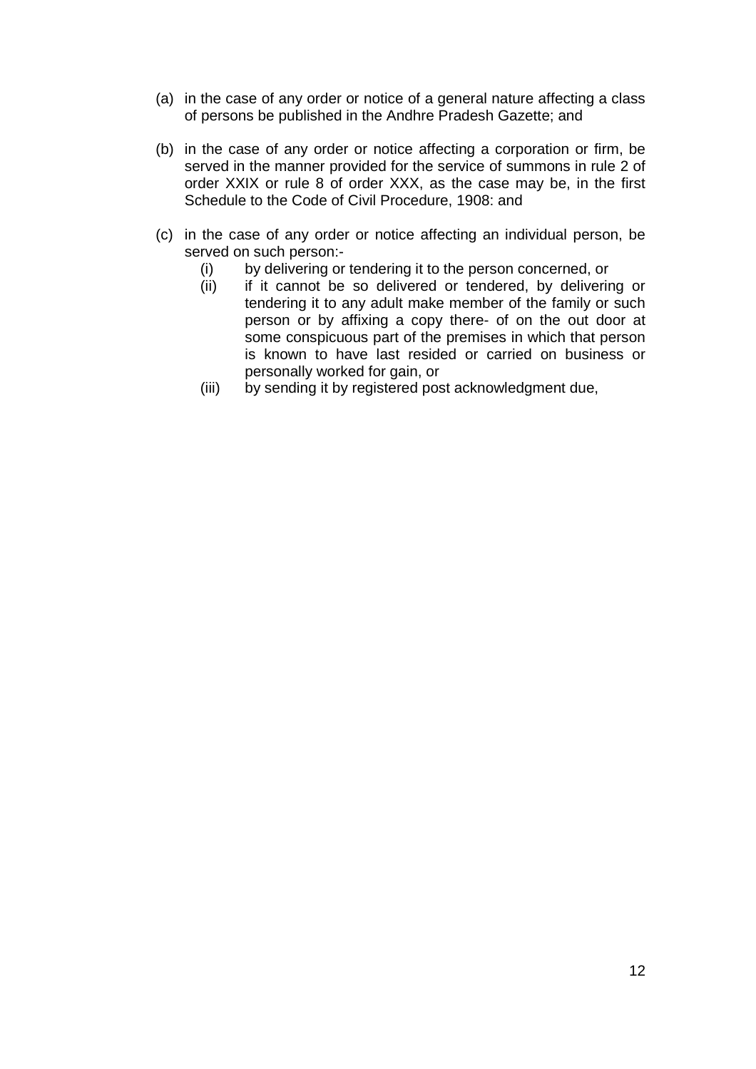(a) in the case of any order or notice of a general nature affecting a class of persons be published in the Andhre Pradesh Gazette; and

(b) in the case of any order or notice affecting a corporation or firm, be served in the manner provided for the service of summons in rule 2 of order XXIX or rule 8 of order XXX, as the case may be, in the first Schedule to the Code of Civil Procedure, 1908: and

(c) in the case of any order or notice affecting an individual person, be served on such person:-

   (i) by delivering or tendering it to the person concerned, or

   (ii) if it cannot be so delivered or tendered, by delivering or tendering it to any adult make member of the family or such person or by affixing a copy there- of on the out door at some conspicuous part of the premises in which that person is known to have last resided or carried on business or personally worked for gain, or

   (iii) by sending it by registered post acknowledgment due,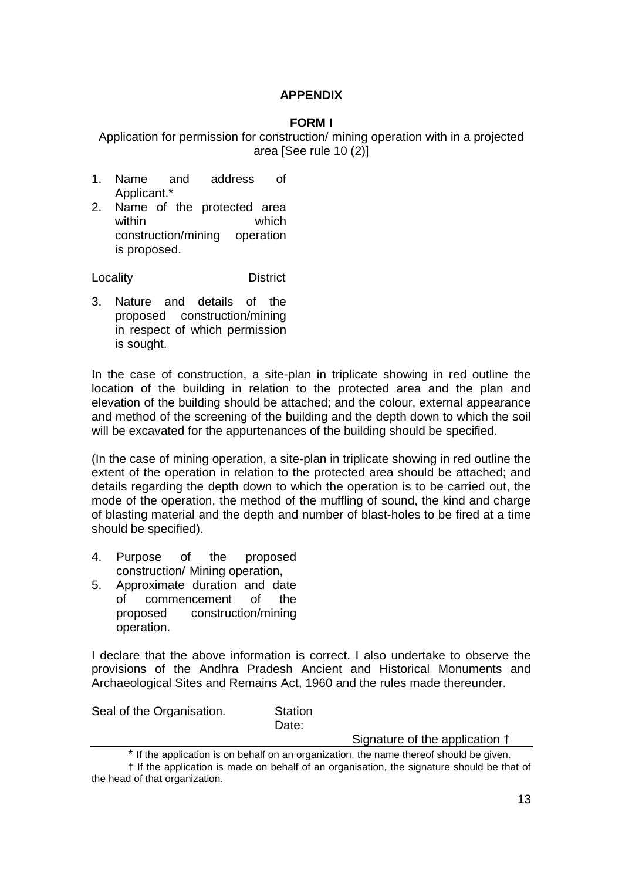## APPENDIX

### FORM I

Application for permission for construction/ mining operation with in a projected area [See rule 10 (2)]

1. Name and address of Applicant.*
2. Name of the protected area within which construction/mining operation is proposed.

Locality District

3. Nature and details of the proposed construction/mining in respect of which permission is sought.

In the case of construction, a site-plan in triplicate showing in red outline the location of the building in relation to the protected area and the plan and elevation of the building should be attached; and the colour, external appearance and method of the screening of the building and the depth down to which the soil will be excavated for the appurtenances of the building should be specified.

(In the case of mining operation, a site-plan in triplicate showing in red outline the extent of the operation in relation to the protected area should be attached; and details regarding the depth down to which the operation is to be carried out, the mode of the operation, the method of the muffling of sound, the kind and charge of blasting material and the depth and number of blast-holes to be fired at a time should be specified).

4. Purpose of the proposed construction/ Mining operation,
5. Approximate duration and date of commencement of the proposed construction/mining operation.

I declare that the above information is correct. I also undertake to observe the provisions of the Andhra Pradesh Ancient and Historical Monuments and Archaeological Sites and Remains Act, 1960 and the rules made thereunder.

Seal of the Organisation. Station

Date:

Signature of the application †

---

\* If the application is on behalf on an organization, the name thereof should be given.

† If the application is made on behalf of an organisation, the signature should be that of the head of that organization.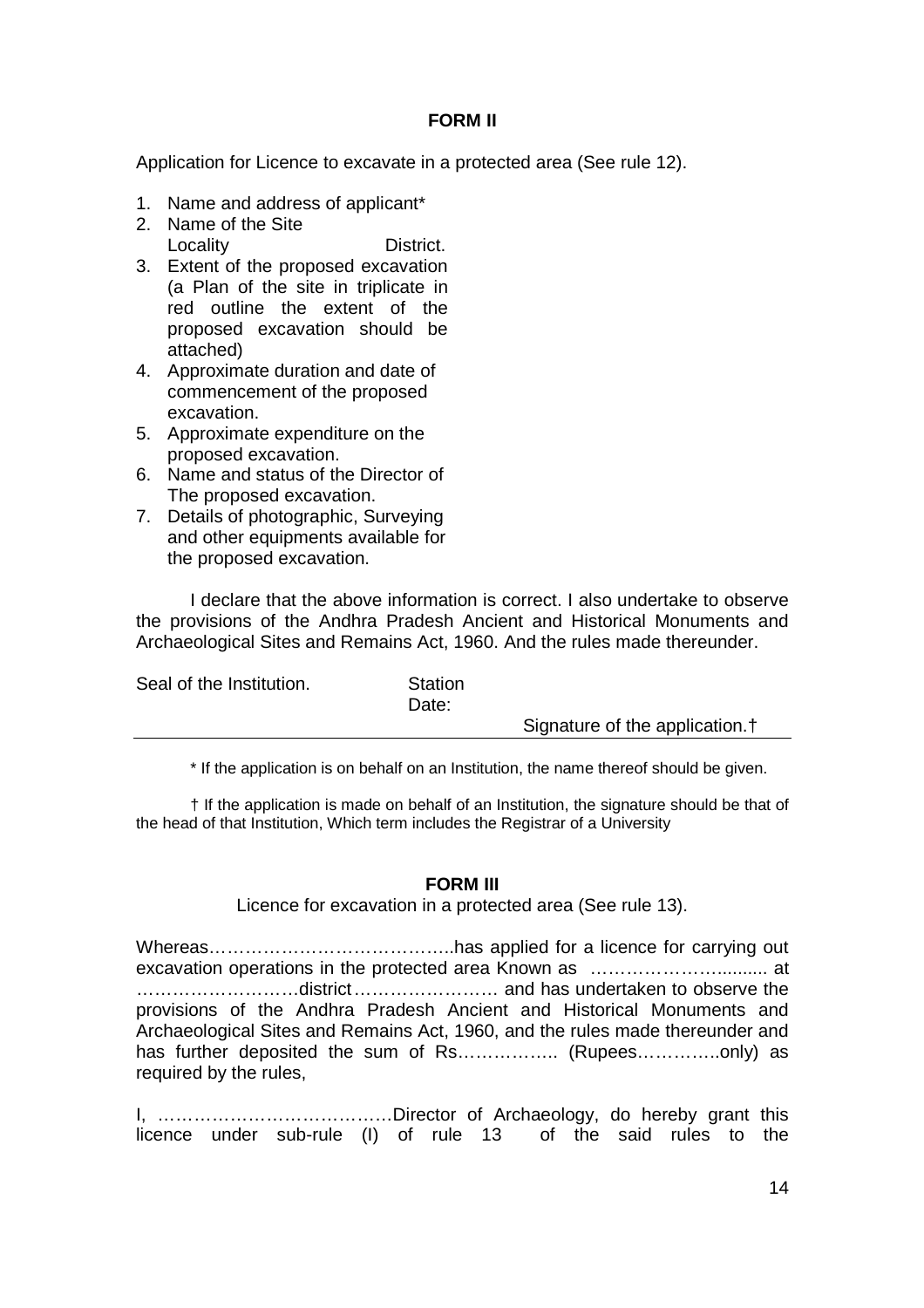## FORM II

Application for Licence to excavate in a protected area (See rule 12).

1. Name and address of applicant*
2. Name of the Site
   Locality District.
3. Extent of the proposed excavation (a Plan of the site in triplicate in red outline the extent of the proposed excavation should be attached)
4. Approximate duration and date of commencement of the proposed excavation.
5. Approximate expenditure on the proposed excavation.
6. Name and status of the Director of The proposed excavation.
7. Details of photographic, Surveying and other equipments available for the proposed excavation.

I declare that the above information is correct. I also undertake to observe the provisions of the Andhra Pradesh Ancient and Historical Monuments and Archaeological Sites and Remains Act, 1960. And the rules made thereunder.

Seal of the Institution. Station
Date:

Signature of the application.†

---

* If the application is on behalf on an Institution, the name thereof should be given.

† If the application is made on behalf of an Institution, the signature should be that of the head of that Institution, Which term includes the Registrar of a University

## FORM III

Licence for excavation in a protected area (See rule 13).

Whereas…………………………………..has applied for a licence for carrying out excavation operations in the protected area Known as ……………………......... at ………………………district……………………. and has undertaken to observe the provisions of the Andhra Pradesh Ancient and Historical Monuments and Archaeological Sites and Remains Act, 1960, and the rules made thereunder and has further deposited the sum of Rs…………….. (Rupees…………..only) as required by the rules,

I, …………………………………Director of Archaeology, do hereby grant this licence under sub-rule (I) of rule 13 of the said rules to the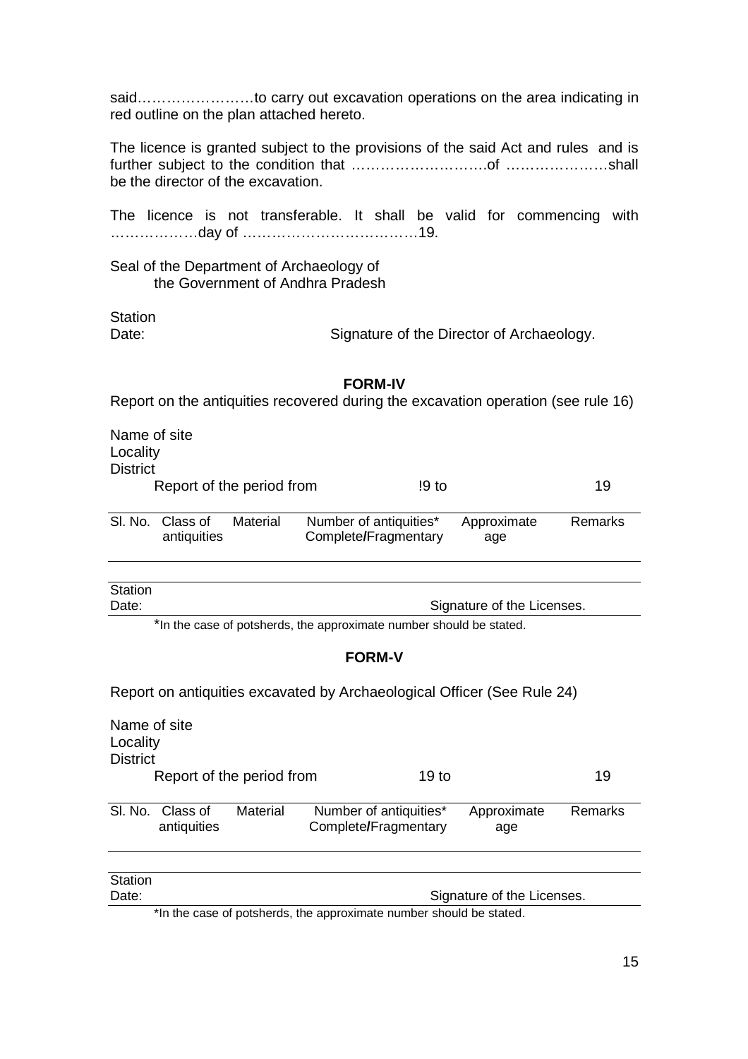said……………………to carry out excavation operations on the area indicating in red outline on the plan attached hereto.

The licence is granted subject to the provisions of the said Act and rules and is further subject to the condition that ……………………….of …………………shall be the director of the excavation.

The licence is not transferable. It shall be valid for commencing with ………………day of ………………………………19.

Seal of the Department of Archaeology of
the Government of Andhra Pradesh

Station
Date: Signature of the Director of Archaeology.

## FORM-IV

Report on the antiquities recovered during the excavation operation (see rule 16)

Name of site
Locality
District
Report of the period from !9 to 19

| Sl. No. | Class of antiquities | Material | Number of antiquities* Complete/Fragmentary | Approximate age | Remarks |
|---|---|---|---|---|---|
| | | | | | |

Station
Date: Signature of the Licenses.

*In the case of potsherds, the approximate number should be stated.

## FORM-V

Report on antiquities excavated by Archaeological Officer (See Rule 24)

Name of site
Locality
District
Report of the period from 19 to 19

| Sl. No. | Class of antiquities | Material | Number of antiquities* Complete/Fragmentary | Approximate age | Remarks |
|---|---|---|---|---|---|
| | | | | | |

Station
Date: Signature of the Licenses.

*In the case of potsherds, the approximate number should be stated.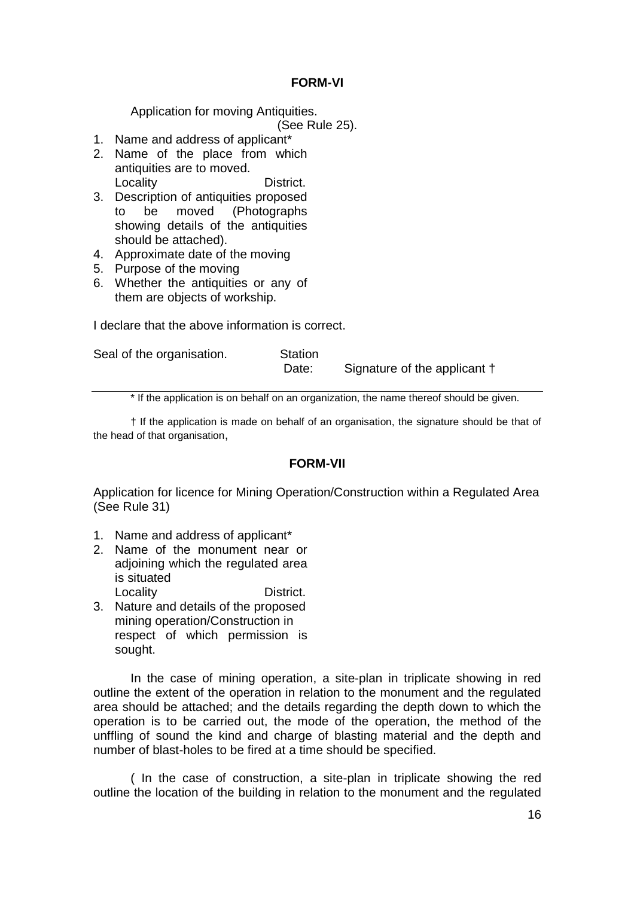## FORM-VI

Application for moving Antiquities.
(See Rule 25).

1. Name and address of applicant*
2. Name of the place from which antiquities are to moved.
   Locality District.
3. Description of antiquities proposed to be moved (Photographs showing details of the antiquities should be attached).
4. Approximate date of the moving
5. Purpose of the moving
6. Whether the antiquities or any of them are objects of workship.

I declare that the above information is correct.

Seal of the organisation. Station
Date: Signature of the applicant †

---

\* If the application is on behalf on an organization, the name thereof should be given.

† If the application is made on behalf of an organisation, the signature should be that of the head of that organisation,

## FORM-VII

Application for licence for Mining Operation/Construction within a Regulated Area (See Rule 31)

1. Name and address of applicant*
2. Name of the monument near or adjoining which the regulated area is situated
   Locality District.
3. Nature and details of the proposed mining operation/Construction in respect of which permission is sought.

In the case of mining operation, a site-plan in triplicate showing in red outline the extent of the operation in relation to the monument and the regulated area should be attached; and the details regarding the depth down to which the operation is to be carried out, the mode of the operation, the method of the unffling of sound the kind and charge of blasting material and the depth and number of blast-holes to be fired at a time should be specified.

( In the case of construction, a site-plan in triplicate showing the red outline the location of the building in relation to the monument and the regulated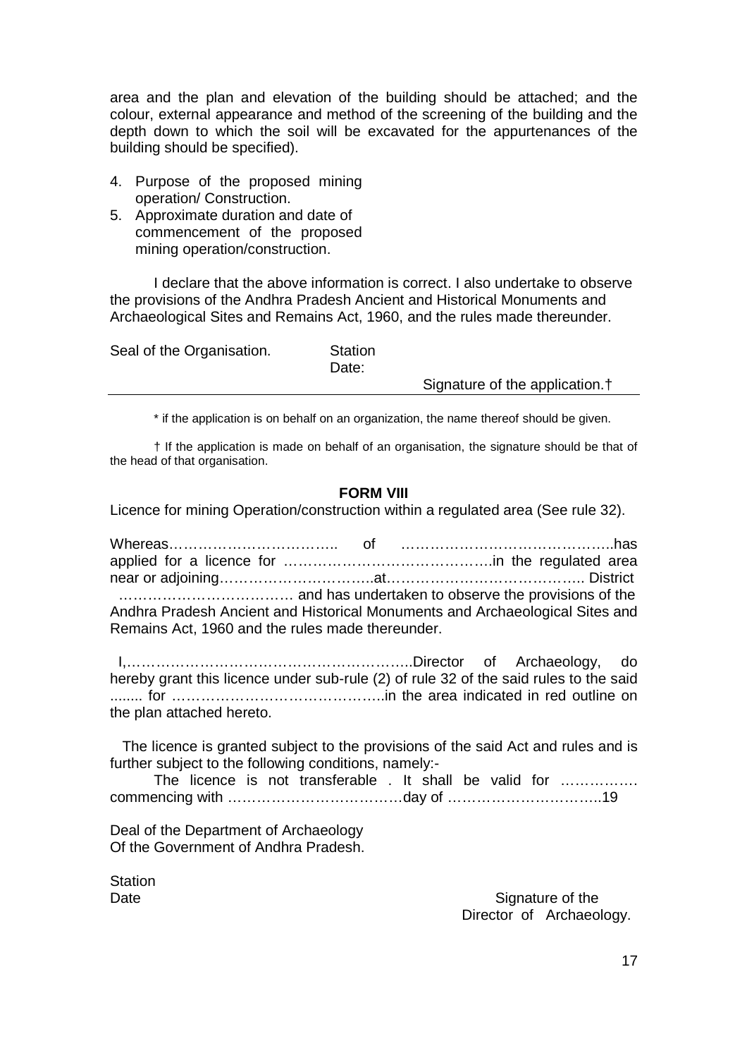area and the plan and elevation of the building should be attached; and the colour, external appearance and method of the screening of the building and the depth down to which the soil will be excavated for the appurtenances of the building should be specified).

4. Purpose of the proposed mining operation/ Construction.
5. Approximate duration and date of commencement of the proposed mining operation/construction.

I declare that the above information is correct. I also undertake to observe the provisions of the Andhra Pradesh Ancient and Historical Monuments and Archaeological Sites and Remains Act, 1960, and the rules made thereunder.

Seal of the Organisation. Station

Date:

Signature of the application.†

---

\* if the application is on behalf on an organization, the name thereof should be given.

† If the application is made on behalf of an organisation, the signature should be that of the head of that organisation.

**FORM VIII**

Licence for mining Operation/construction within a regulated area (See rule 32).

Whereas…………………………….. of ……………………………………..has applied for a licence for ……………………………………..in the regulated area near or adjoining…………………………..at………………………………….. District ………………………………. and has undertaken to observe the provisions of the Andhra Pradesh Ancient and Historical Monuments and Archaeological Sites and Remains Act, 1960 and the rules made thereunder.

I,…………………………………………………..Director of Archaeology, do hereby grant this licence under sub-rule (2) of rule 32 of the said rules to the said ........ for ……………………………………..in the area indicated in red outline on the plan attached hereto.

The licence is granted subject to the provisions of the said Act and rules and is further subject to the following conditions, namely:-

The licence is not transferable . It shall be valid for ……………. commencing with ………………………………day of …………………………..19

Deal of the Department of Archaeology
Of the Government of Andhra Pradesh.

Station
Date

Signature of the
Director of Archaeology.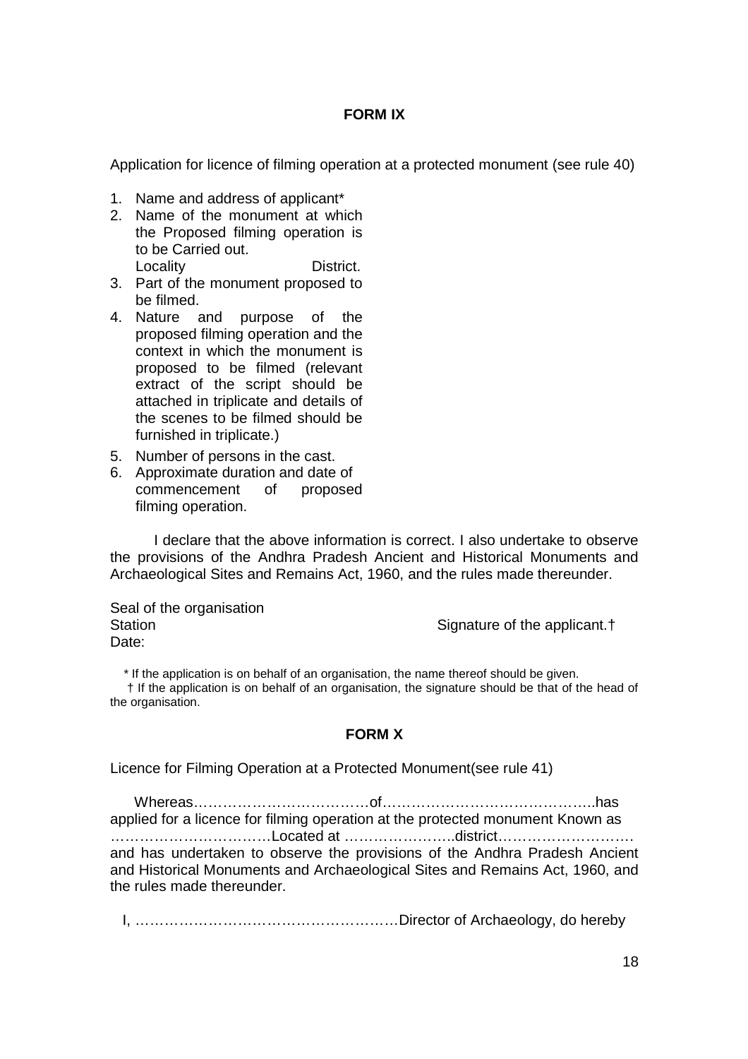**FORM IX**

Application for licence of filming operation at a protected monument (see rule 40)

1. Name and address of applicant*
2. Name of the monument at which the Proposed filming operation is to be Carried out.
   Locality District.
3. Part of the monument proposed to be filmed.
4. Nature and purpose of the proposed filming operation and the context in which the monument is proposed to be filmed (relevant extract of the script should be attached in triplicate and details of the scenes to be filmed should be furnished in triplicate.)
5. Number of persons in the cast.
6. Approximate duration and date of commencement of proposed filming operation.

I declare that the above information is correct. I also undertake to observe the provisions of the Andhra Pradesh Ancient and Historical Monuments and Archaeological Sites and Remains Act, 1960, and the rules made thereunder.

Seal of the organisation
Station Signature of the applicant.†
Date:

\* If the application is on behalf of an organisation, the name thereof should be given.
† If the application is on behalf of an organisation, the signature should be that of the head of the organisation.

**FORM X**

Licence for Filming Operation at a Protected Monument(see rule 41)

Whereas………………………………of……………………………………..has applied for a licence for filming operation at the protected monument Known as ……………………………Located at …………………..district……………………… and has undertaken to observe the provisions of the Andhra Pradesh Ancient and Historical Monuments and Archaeological Sites and Remains Act, 1960, and the rules made thereunder.

I, ………………………………………………Director of Archaeology, do hereby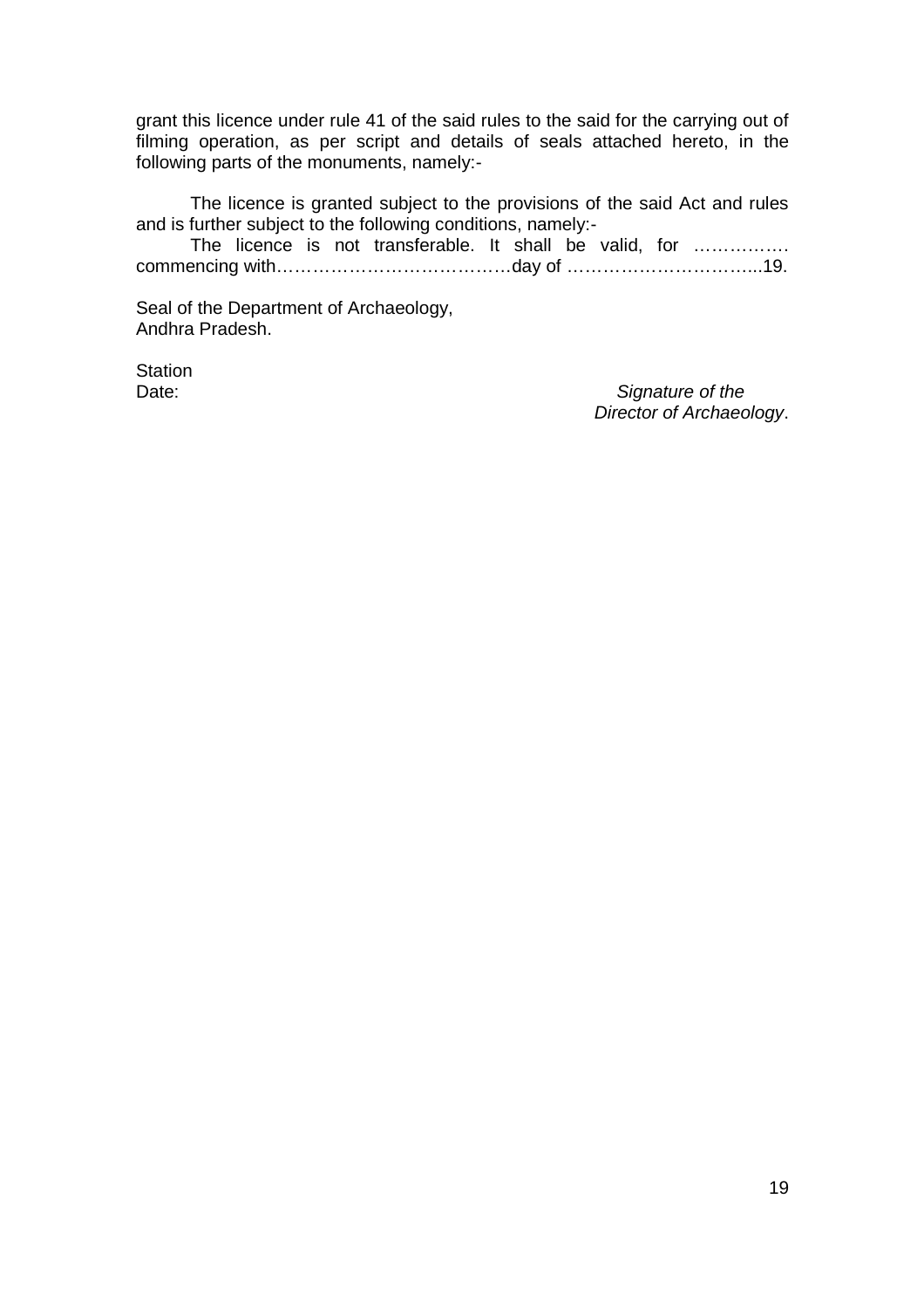grant this licence under rule 41 of the said rules to the said for the carrying out of filming operation, as per script and details of seals attached hereto, in the following parts of the monuments, namely:-

The licence is granted subject to the provisions of the said Act and rules and is further subject to the following conditions, namely:-

The licence is not transferable. It shall be valid, for ……………. commencing with…………………………………day of …………………………...19.

Seal of the Department of Archaeology,
Andhra Pradesh.

Station
Date:

*Signature of the*
*Director of Archaeology*.